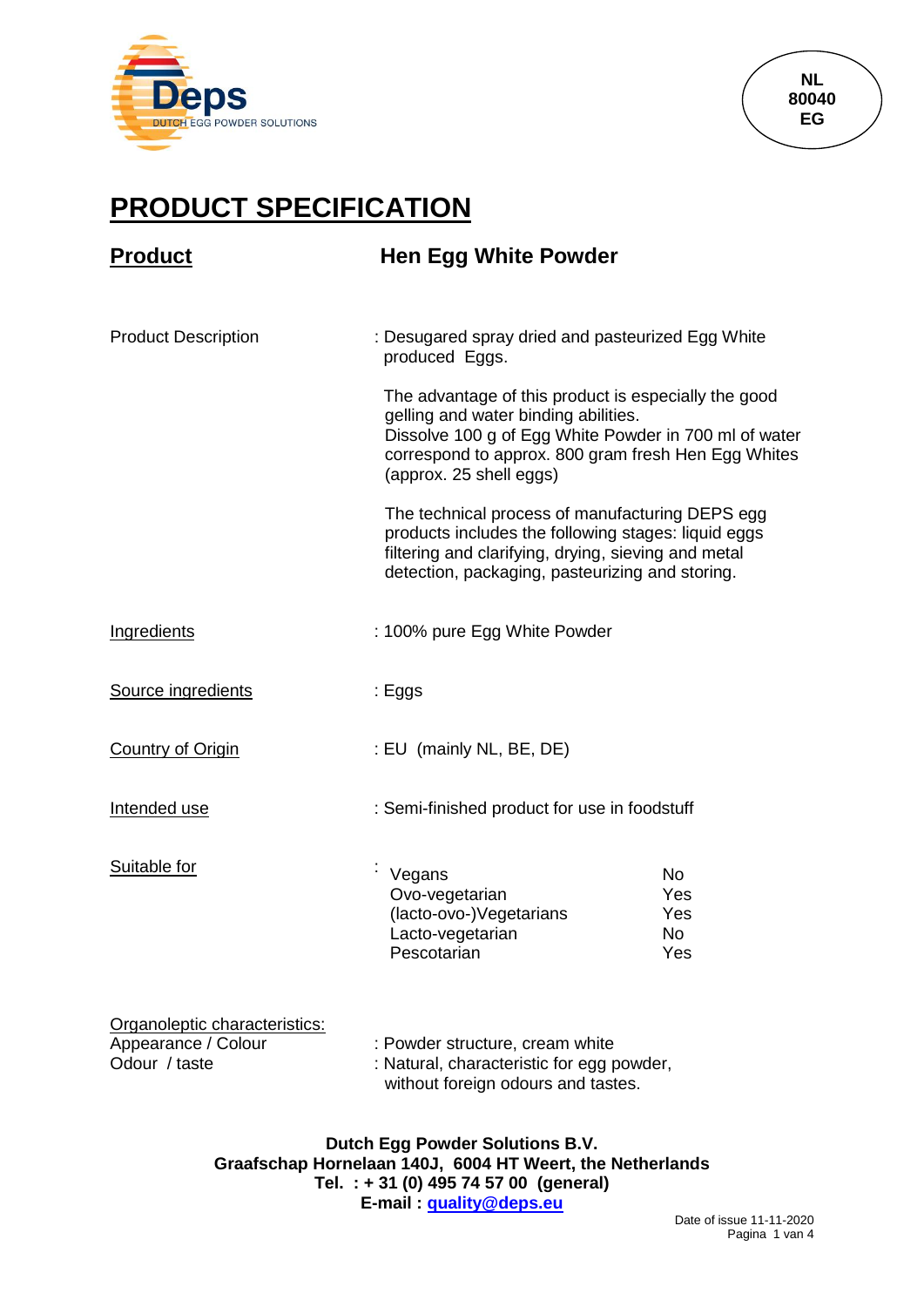Deps
DUTCH EGG POWDER SOLUTIONS

NL
80040
EG

# PRODUCT SPECIFICATION

## Product — Hen Egg White Powder

Product Description : Desugared spray dried and pasteurized Egg White produced Eggs.

The advantage of this product is especially the good gelling and water binding abilities.
Dissolve 100 g of Egg White Powder in 700 ml of water correspond to approx. 800 gram fresh Hen Egg Whites (approx. 25 shell eggs)

The technical process of manufacturing DEPS egg products includes the following stages: liquid eggs filtering and clarifying, drying, sieving and metal detection, packaging, pasteurizing and storing.

Ingredients : 100% pure Egg White Powder

Source ingredients : Eggs

Country of Origin : EU (mainly NL, BE, DE)

Intended use : Semi-finished product for use in foodstuff

Suitable for :

| | |
|---|---|
| Vegans | No |
| Ovo-vegetarian | Yes |
| (lacto-ovo-)Vegetarians | Yes |
| Lacto-vegetarian | No |
| Pescotarian | Yes |

Organoleptic characteristics:
Appearance / Colour : Powder structure, cream white
Odour / taste : Natural, characteristic for egg powder, without foreign odours and tastes.

**Dutch Egg Powder Solutions B.V.**
**Graafschap Hornelaan 140J, 6004 HT Weert, the Netherlands**
**Tel. : + 31 (0) 495 74 57 00 (general)**
**E-mail : quality@deps.eu**

Date of issue 11-11-2020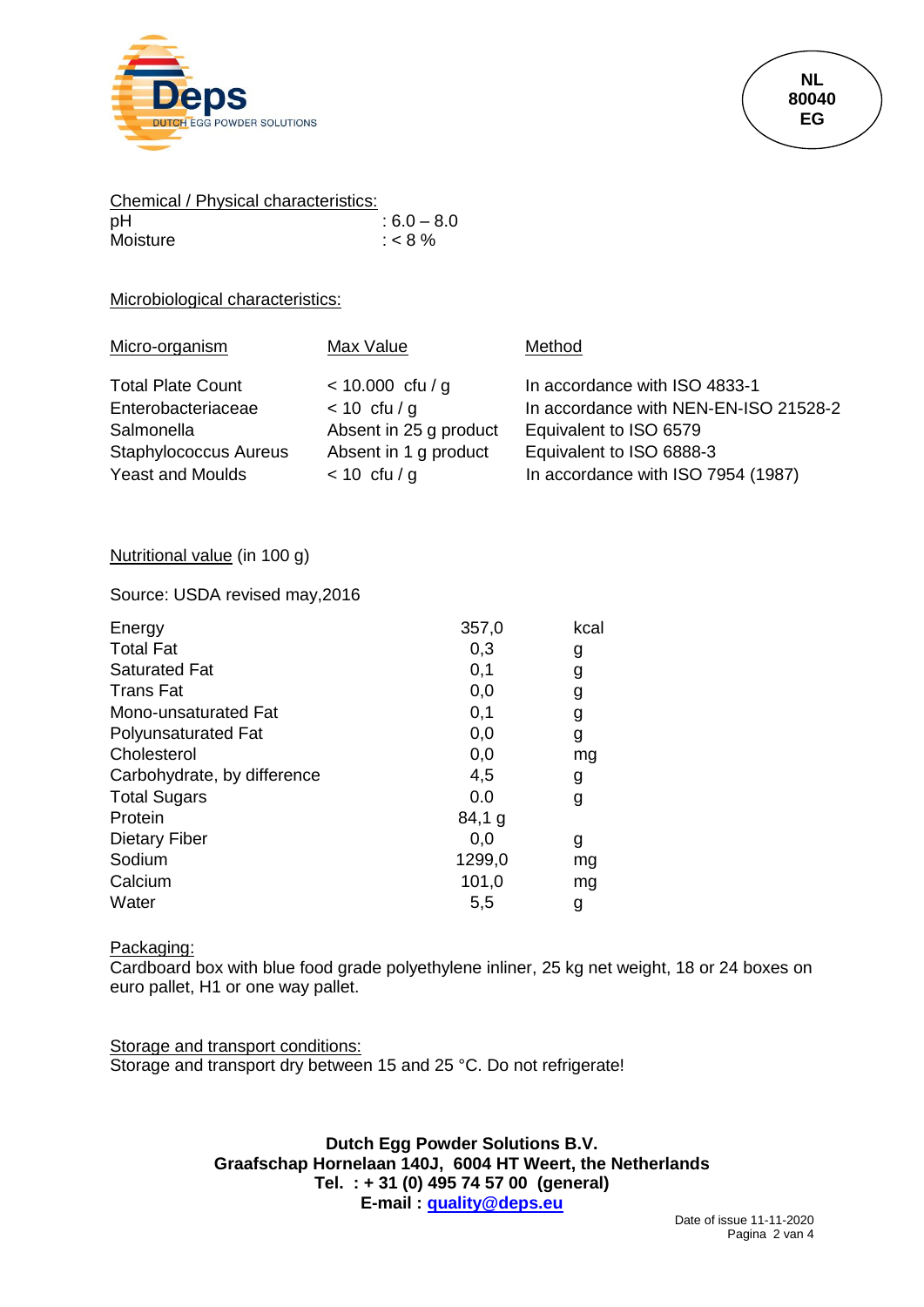Deps

DUTCH EGG POWDER SOLUTIONS

NL
80040
EG

Chemical / Physical characteristics:

| | |
|---|---|
| pH | : 6.0 – 8.0 |
| Moisture | : < 8 % |

Microbiological characteristics:

| Micro-organism | Max Value | Method |
|---|---|---|
| Total Plate Count | < 10.000 cfu / g | In accordance with ISO 4833-1 |
| Enterobacteriaceae | < 10 cfu / g | In accordance with NEN-EN-ISO 21528-2 |
| Salmonella | Absent in 25 g product | Equivalent to ISO 6579 |
| Staphylococcus Aureus | Absent in 1 g product | Equivalent to ISO 6888-3 |
| Yeast and Moulds | < 10 cfu / g | In accordance with ISO 7954 (1987) |

Nutritional value (in 100 g)

Source: USDA revised may,2016

| | | |
|---|---|---|
| Energy | 357,0 | kcal |
| Total Fat | 0,3 | g |
| Saturated Fat | 0,1 | g |
| Trans Fat | 0,0 | g |
| Mono-unsaturated Fat | 0,1 | g |
| Polyunsaturated Fat | 0,0 | g |
| Cholesterol | 0,0 | mg |
| Carbohydrate, by difference | 4,5 | g |
| Total Sugars | 0.0 | g |
| Protein | 84,1 g | |
| Dietary Fiber | 0,0 | g |
| Sodium | 1299,0 | mg |
| Calcium | 101,0 | mg |
| Water | 5,5 | g |

Packaging:
Cardboard box with blue food grade polyethylene inliner, 25 kg net weight, 18 or 24 boxes on euro pallet, H1 or one way pallet.

Storage and transport conditions:
Storage and transport dry between 15 and 25 °C. Do not refrigerate!

**Dutch Egg Powder Solutions B.V.**
**Graafschap Hornelaan 140J, 6004 HT Weert, the Netherlands**
**Tel. : + 31 (0) 495 74 57 00 (general)**
**E-mail : quality@deps.eu**

Date of issue 11-11-2020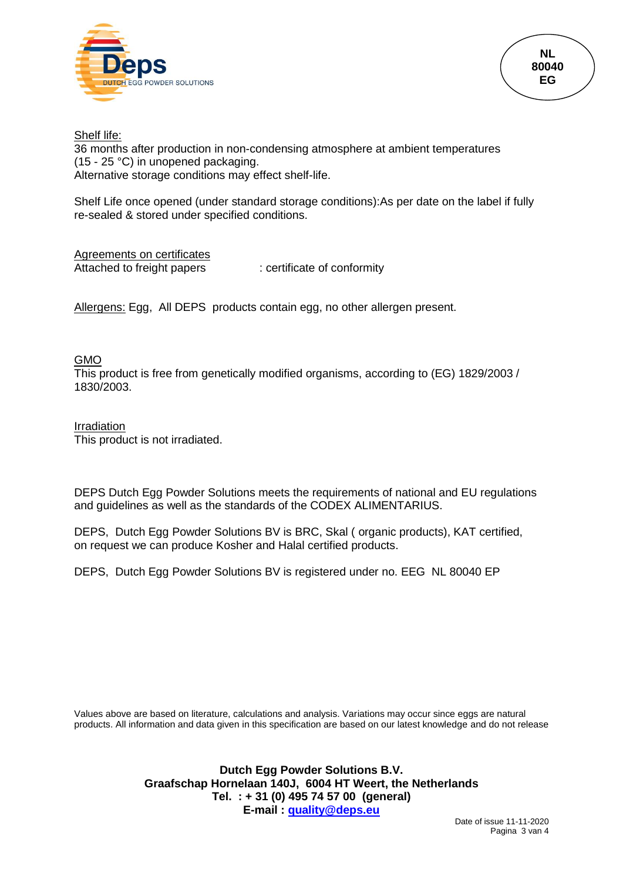<u>Shelf life:</u>
36 months after production in non-condensing atmosphere at ambient temperatures (15 - 25 °C) in unopened packaging.
Alternative storage conditions may effect shelf-life.

Shelf Life once opened (under standard storage conditions):As per date on the label if fully re-sealed & stored under specified conditions.

<u>Agreements on certificates</u>
Attached to freight papers : certificate of conformity

<u>Allergens:</u> Egg, All DEPS products contain egg, no other allergen present.

<u>GMO</u>
This product is free from genetically modified organisms, according to (EG) 1829/2003 / 1830/2003.

<u>Irradiation</u>
This product is not irradiated.

DEPS Dutch Egg Powder Solutions meets the requirements of national and EU regulations and guidelines as well as the standards of the CODEX ALIMENTARIUS.

DEPS, Dutch Egg Powder Solutions BV is BRC, Skal ( organic products), KAT certified, on request we can produce Kosher and Halal certified products.

DEPS, Dutch Egg Powder Solutions BV is registered under no. EEG NL 80040 EP

Values above are based on literature, calculations and analysis. Variations may occur since eggs are natural products. All information and data given in this specification are based on our latest knowledge and do not release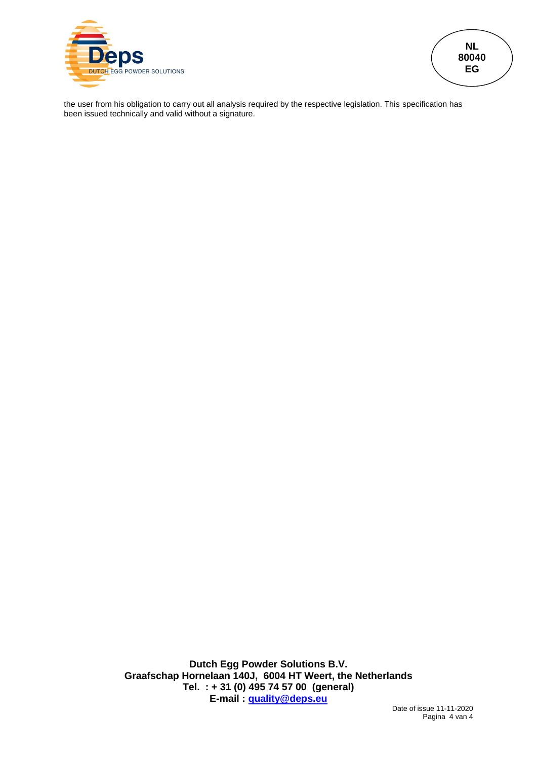the user from his obligation to carry out all analysis required by the respective legislation. This specification has been issued technically and valid without a signature.